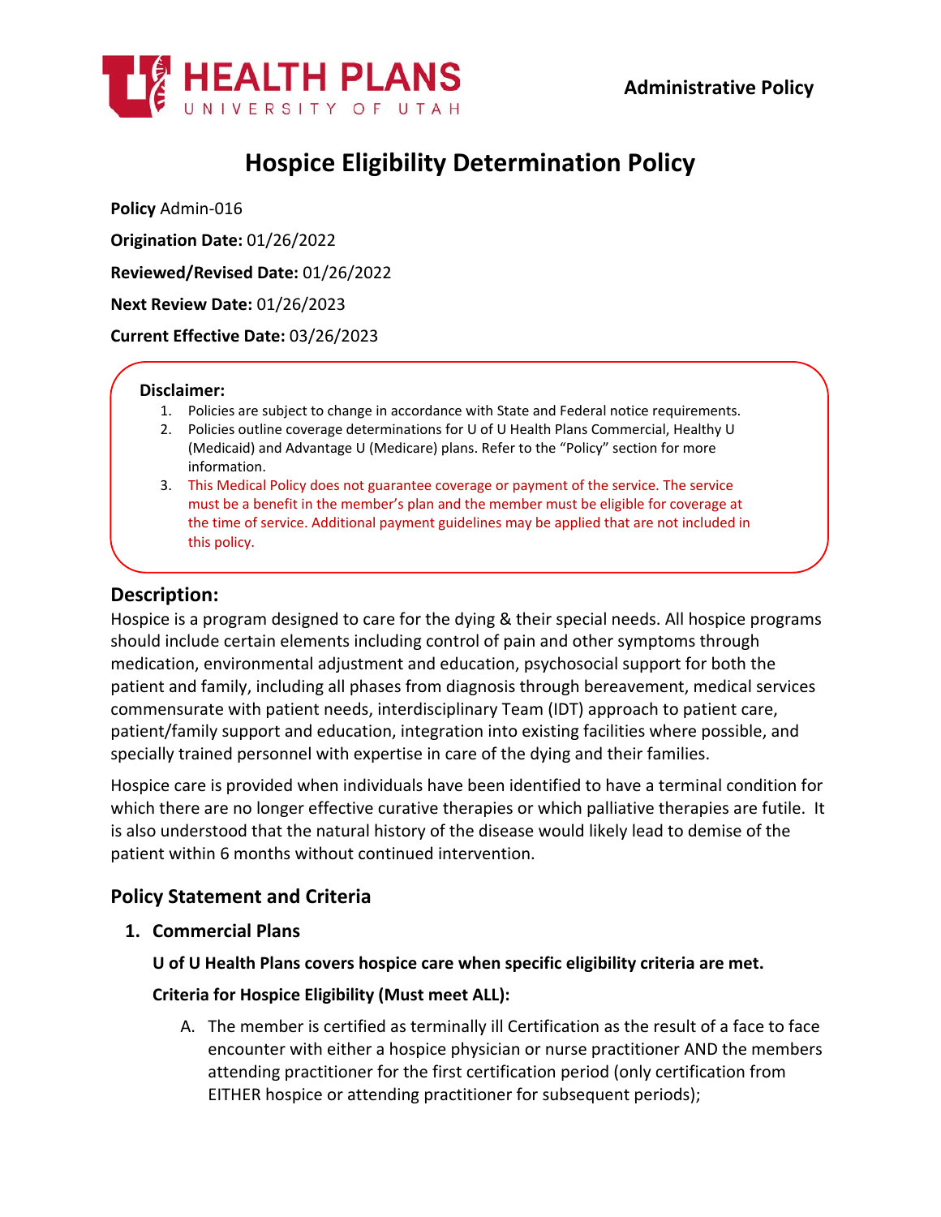**HEALTH PLANS**
UNIVERSITY OF UTAH

**Administrative Policy**

# Hospice Eligibility Determination Policy

**Policy** Admin-016

**Origination Date:** 01/26/2022

**Reviewed/Revised Date:** 01/26/2022

**Next Review Date:** 01/26/2023

**Current Effective Date:** 03/26/2023

**Disclaimer:**

1. Policies are subject to change in accordance with State and Federal notice requirements.
2. Policies outline coverage determinations for U of U Health Plans Commercial, Healthy U (Medicaid) and Advantage U (Medicare) plans. Refer to the "Policy" section for more information.
3. This Medical Policy does not guarantee coverage or payment of the service. The service must be a benefit in the member's plan and the member must be eligible for coverage at the time of service. Additional payment guidelines may be applied that are not included in this policy.

## Description:

Hospice is a program designed to care for the dying & their special needs. All hospice programs should include certain elements including control of pain and other symptoms through medication, environmental adjustment and education, psychosocial support for both the patient and family, including all phases from diagnosis through bereavement, medical services commensurate with patient needs, interdisciplinary Team (IDT) approach to patient care, patient/family support and education, integration into existing facilities where possible, and specially trained personnel with expertise in care of the dying and their families.

Hospice care is provided when individuals have been identified to have a terminal condition for which there are no longer effective curative therapies or which palliative therapies are futile. It is also understood that the natural history of the disease would likely lead to demise of the patient within 6 months without continued intervention.

## Policy Statement and Criteria

### 1. Commercial Plans

**U of U Health Plans covers hospice care when specific eligibility criteria are met.**

**Criteria for Hospice Eligibility (Must meet ALL):**

A. The member is certified as terminally ill Certification as the result of a face to face encounter with either a hospice physician or nurse practitioner AND the members attending practitioner for the first certification period (only certification from EITHER hospice or attending practitioner for subsequent periods);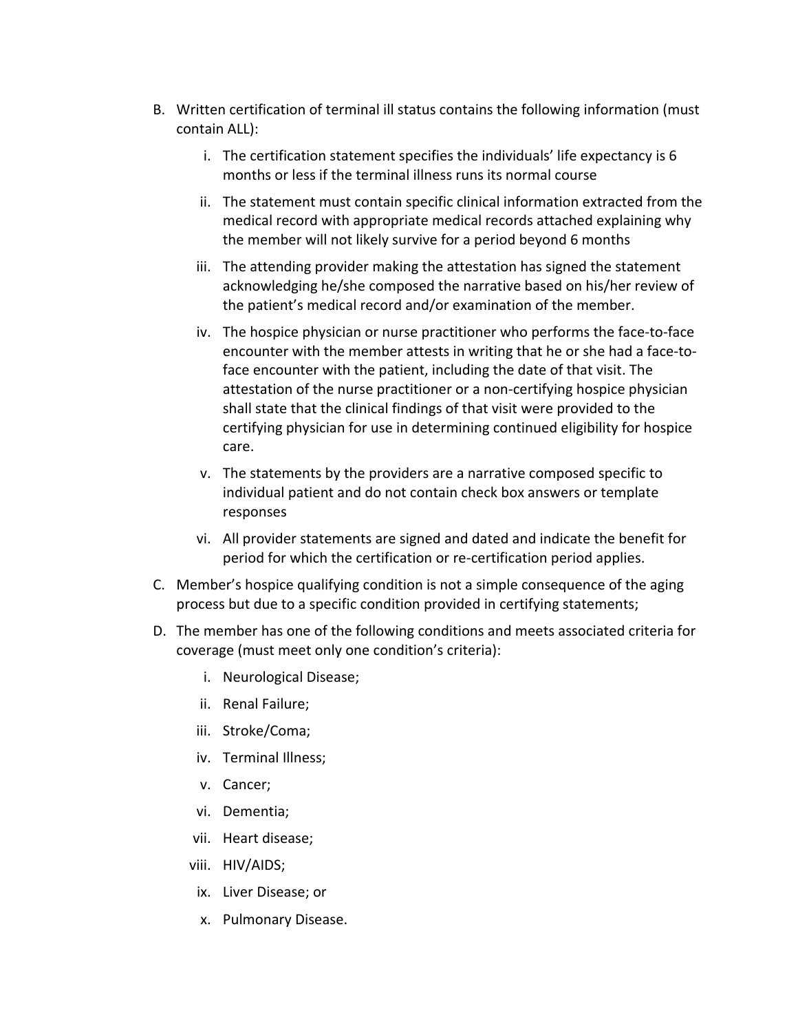B. Written certification of terminal ill status contains the following information (must contain ALL):

   i. The certification statement specifies the individuals' life expectancy is 6 months or less if the terminal illness runs its normal course

   ii. The statement must contain specific clinical information extracted from the medical record with appropriate medical records attached explaining why the member will not likely survive for a period beyond 6 months

   iii. The attending provider making the attestation has signed the statement acknowledging he/she composed the narrative based on his/her review of the patient's medical record and/or examination of the member.

   iv. The hospice physician or nurse practitioner who performs the face-to-face encounter with the member attests in writing that he or she had a face-to-face encounter with the patient, including the date of that visit. The attestation of the nurse practitioner or a non-certifying hospice physician shall state that the clinical findings of that visit were provided to the certifying physician for use in determining continued eligibility for hospice care.

   v. The statements by the providers are a narrative composed specific to individual patient and do not contain check box answers or template responses

   vi. All provider statements are signed and dated and indicate the benefit for period for which the certification or re-certification period applies.

C. Member's hospice qualifying condition is not a simple consequence of the aging process but due to a specific condition provided in certifying statements;

D. The member has one of the following conditions and meets associated criteria for coverage (must meet only one condition's criteria):

   i. Neurological Disease;

   ii. Renal Failure;

   iii. Stroke/Coma;

   iv. Terminal Illness;

   v. Cancer;

   vi. Dementia;

   vii. Heart disease;

   viii. HIV/AIDS;

   ix. Liver Disease; or

   x. Pulmonary Disease.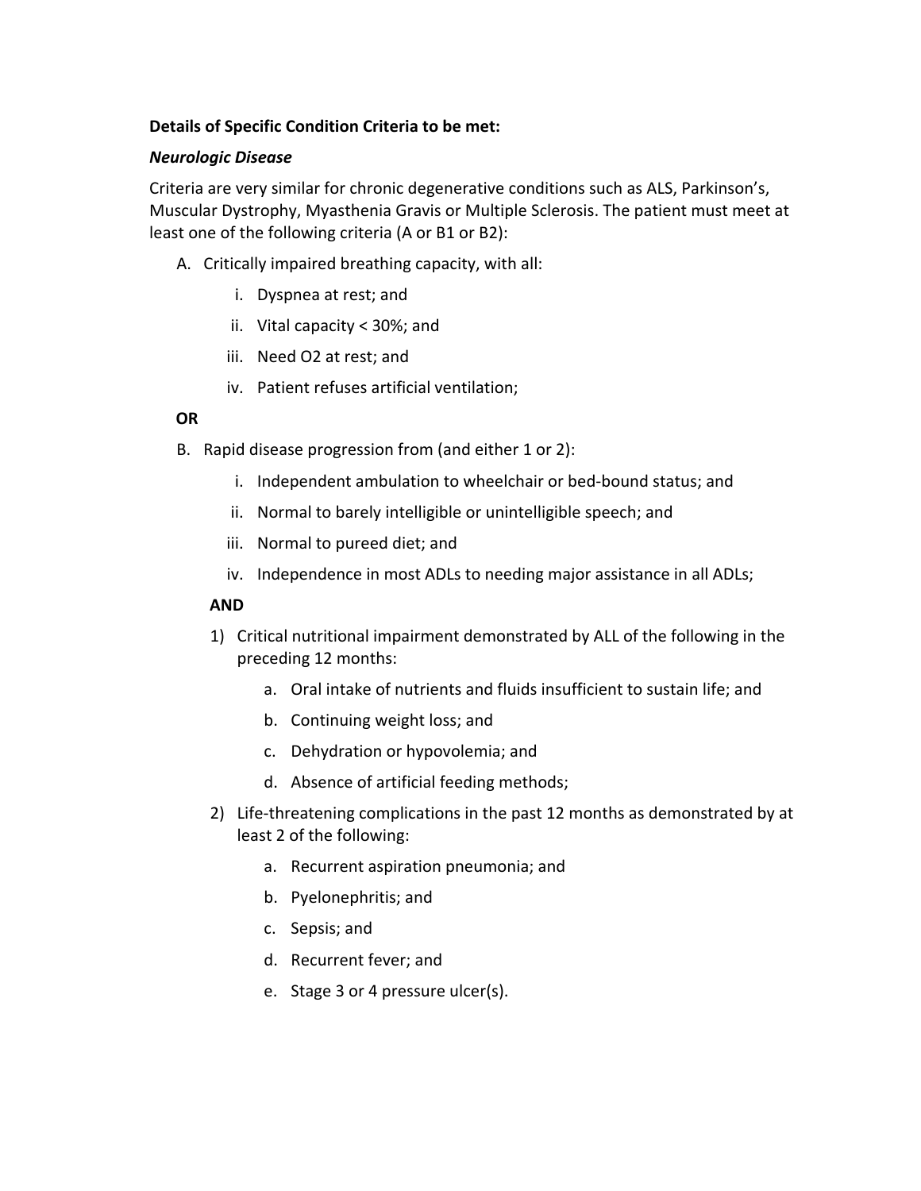**Details of Specific Condition Criteria to be met:**

***Neurologic Disease***

Criteria are very similar for chronic degenerative conditions such as ALS, Parkinson's, Muscular Dystrophy, Myasthenia Gravis or Multiple Sclerosis. The patient must meet at least one of the following criteria (A or B1 or B2):

A. Critically impaired breathing capacity, with all:
   i. Dyspnea at rest; and
   ii. Vital capacity < 30%; and
   iii. Need O2 at rest; and
   iv. Patient refuses artificial ventilation;

**OR**

B. Rapid disease progression from (and either 1 or 2):
   i. Independent ambulation to wheelchair or bed-bound status; and
   ii. Normal to barely intelligible or unintelligible speech; and
   iii. Normal to pureed diet; and
   iv. Independence in most ADLs to needing major assistance in all ADLs;

   **AND**

   1) Critical nutritional impairment demonstrated by ALL of the following in the preceding 12 months:
      a. Oral intake of nutrients and fluids insufficient to sustain life; and
      b. Continuing weight loss; and
      c. Dehydration or hypovolemia; and
      d. Absence of artificial feeding methods;
   2) Life-threatening complications in the past 12 months as demonstrated by at least 2 of the following:
      a. Recurrent aspiration pneumonia; and
      b. Pyelonephritis; and
      c. Sepsis; and
      d. Recurrent fever; and
      e. Stage 3 or 4 pressure ulcer(s).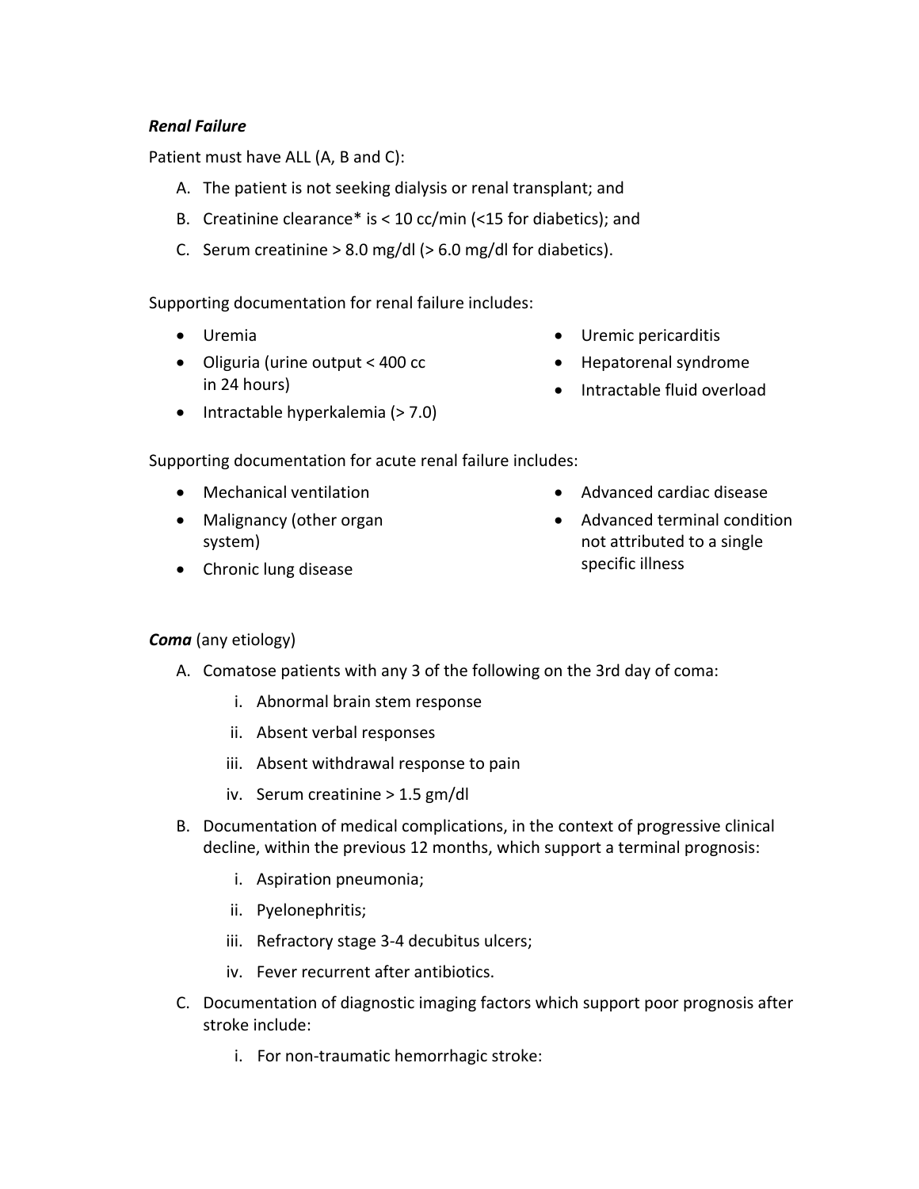***Renal Failure***

Patient must have ALL (A, B and C):

A. The patient is not seeking dialysis or renal transplant; and
B. Creatinine clearance* is < 10 cc/min (<15 for diabetics); and
C. Serum creatinine > 8.0 mg/dl (> 6.0 mg/dl for diabetics).

Supporting documentation for renal failure includes:

- Uremia
- Oliguria (urine output < 400 cc in 24 hours)
- Intractable hyperkalemia (> 7.0)
- Uremic pericarditis
- Hepatorenal syndrome
- Intractable fluid overload

Supporting documentation for acute renal failure includes:

- Mechanical ventilation
- Malignancy (other organ system)
- Chronic lung disease
- Advanced cardiac disease
- Advanced terminal condition not attributed to a single specific illness

***Coma*** (any etiology)

A. Comatose patients with any 3 of the following on the 3rd day of coma:
   i. Abnormal brain stem response
   ii. Absent verbal responses
   iii. Absent withdrawal response to pain
   iv. Serum creatinine > 1.5 gm/dl
B. Documentation of medical complications, in the context of progressive clinical decline, within the previous 12 months, which support a terminal prognosis:
   i. Aspiration pneumonia;
   ii. Pyelonephritis;
   iii. Refractory stage 3-4 decubitus ulcers;
   iv. Fever recurrent after antibiotics.
C. Documentation of diagnostic imaging factors which support poor prognosis after stroke include:
   i. For non-traumatic hemorrhagic stroke: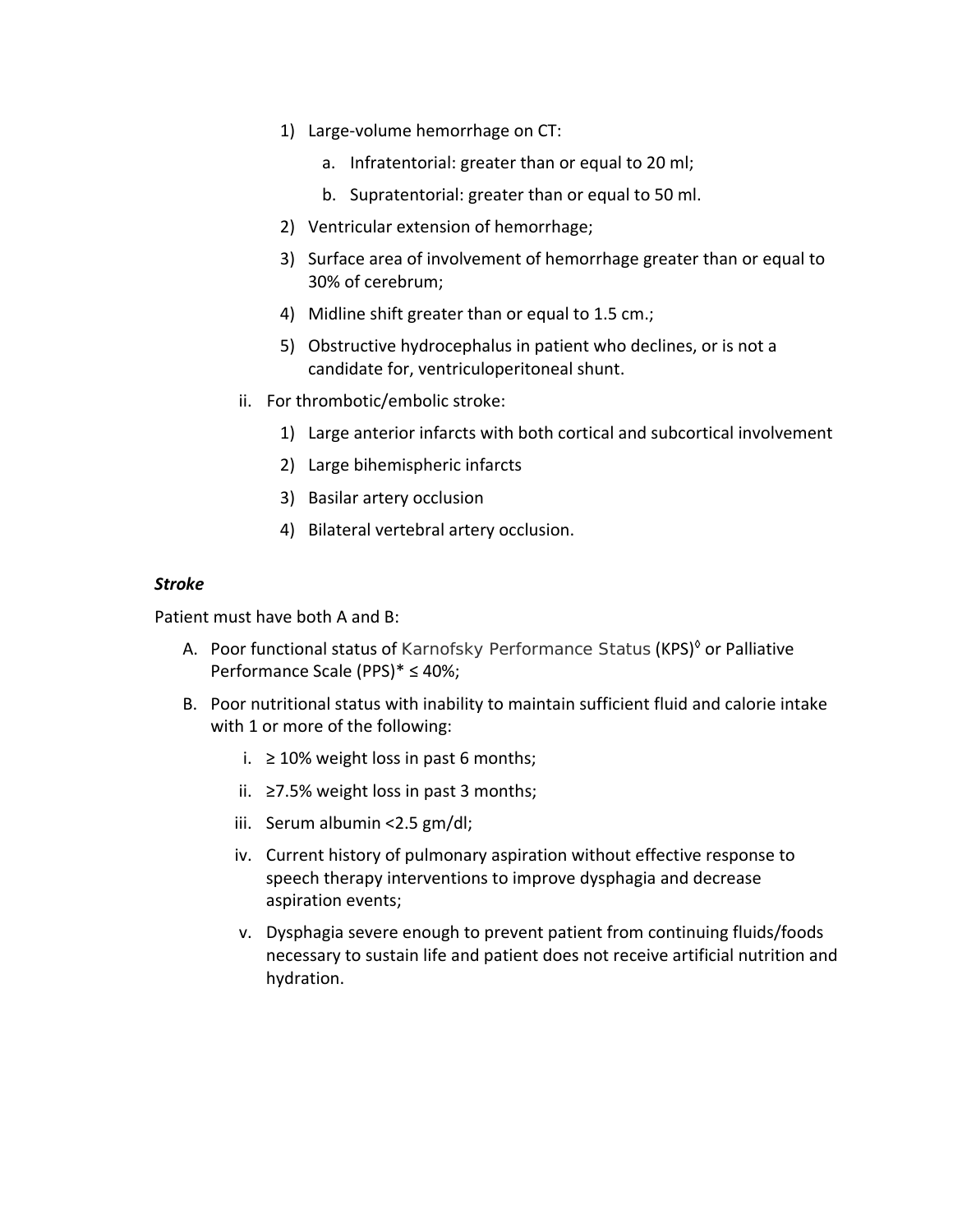1) Large-volume hemorrhage on CT:
    a. Infratentorial: greater than or equal to 20 ml;
    b. Supratentorial: greater than or equal to 50 ml.
2) Ventricular extension of hemorrhage;
3) Surface area of involvement of hemorrhage greater than or equal to 30% of cerebrum;
4) Midline shift greater than or equal to 1.5 cm.;
5) Obstructive hydrocephalus in patient who declines, or is not a candidate for, ventriculoperitoneal shunt.

ii. For thrombotic/embolic stroke:

1) Large anterior infarcts with both cortical and subcortical involvement
2) Large bihemispheric infarcts
3) Basilar artery occlusion
4) Bilateral vertebral artery occlusion.

***Stroke***

Patient must have both A and B:

A. Poor functional status of Karnofsky Performance Status (KPS)◊ or Palliative Performance Scale (PPS)* ≤ 40%;
B. Poor nutritional status with inability to maintain sufficient fluid and calorie intake with 1 or more of the following:
    i. ≥ 10% weight loss in past 6 months;
    ii. ≥7.5% weight loss in past 3 months;
    iii. Serum albumin <2.5 gm/dl;
    iv. Current history of pulmonary aspiration without effective response to speech therapy interventions to improve dysphagia and decrease aspiration events;
    v. Dysphagia severe enough to prevent patient from continuing fluids/foods necessary to sustain life and patient does not receive artificial nutrition and hydration.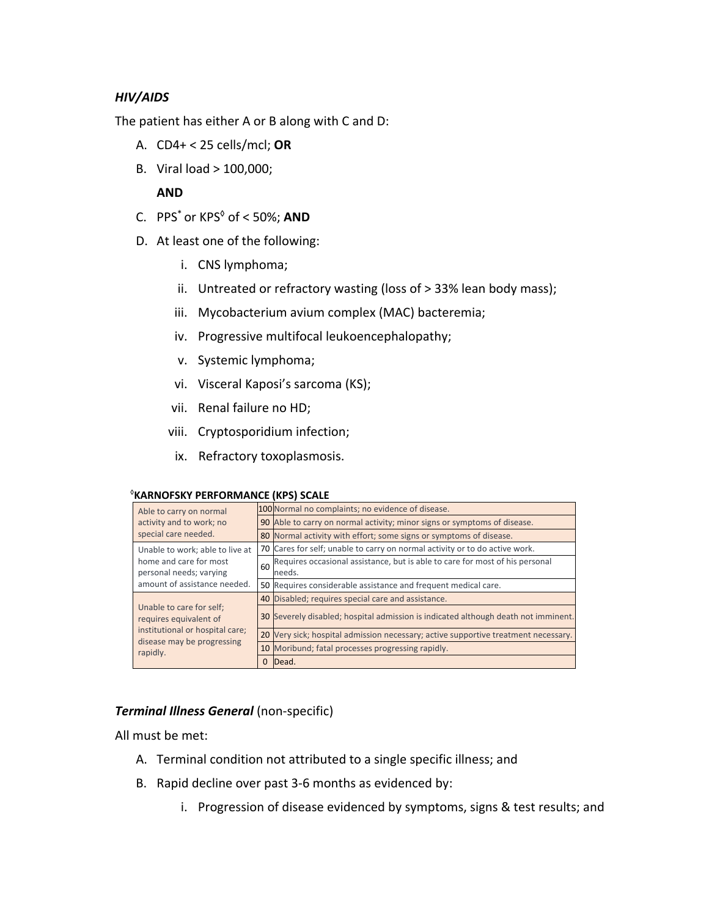***HIV/AIDS***

The patient has either A or B along with C and D:

A. CD4+ < 25 cells/mcl; **OR**
B. Viral load > 100,000;

   **AND**

C. PPS* or KPS◊ of < 50%; **AND**
D. At least one of the following:
   i. CNS lymphoma;
   ii. Untreated or refractory wasting (loss of > 33% lean body mass);
   iii. Mycobacterium avium complex (MAC) bacteremia;
   iv. Progressive multifocal leukoencephalopathy;
   v. Systemic lymphoma;
   vi. Visceral Kaposi's sarcoma (KS);
   vii. Renal failure no HD;
   viii. Cryptosporidium infection;
   ix. Refractory toxoplasmosis.

**◊KARNOFSKY PERFORMANCE (KPS) SCALE**

| | | |
|---|---|---|
| Able to carry on normal activity and to work; no special care needed. | 100 | Normal no complaints; no evidence of disease. |
| | 90 | Able to carry on normal activity; minor signs or symptoms of disease. |
| | 80 | Normal activity with effort; some signs or symptoms of disease. |
| Unable to work; able to live at home and care for most personal needs; varying amount of assistance needed. | 70 | Cares for self; unable to carry on normal activity or to do active work. |
| | 60 | Requires occasional assistance, but is able to care for most of his personal needs. |
| | 50 | Requires considerable assistance and frequent medical care. |
| Unable to care for self; requires equivalent of institutional or hospital care; disease may be progressing rapidly. | 40 | Disabled; requires special care and assistance. |
| | 30 | Severely disabled; hospital admission is indicated although death not imminent. |
| | 20 | Very sick; hospital admission necessary; active supportive treatment necessary. |
| | 10 | Moribund; fatal processes progressing rapidly. |
| | 0 | Dead. |

***Terminal Illness General*** (non-specific)

All must be met:

A. Terminal condition not attributed to a single specific illness; and
B. Rapid decline over past 3-6 months as evidenced by:
   i. Progression of disease evidenced by symptoms, signs & test results; and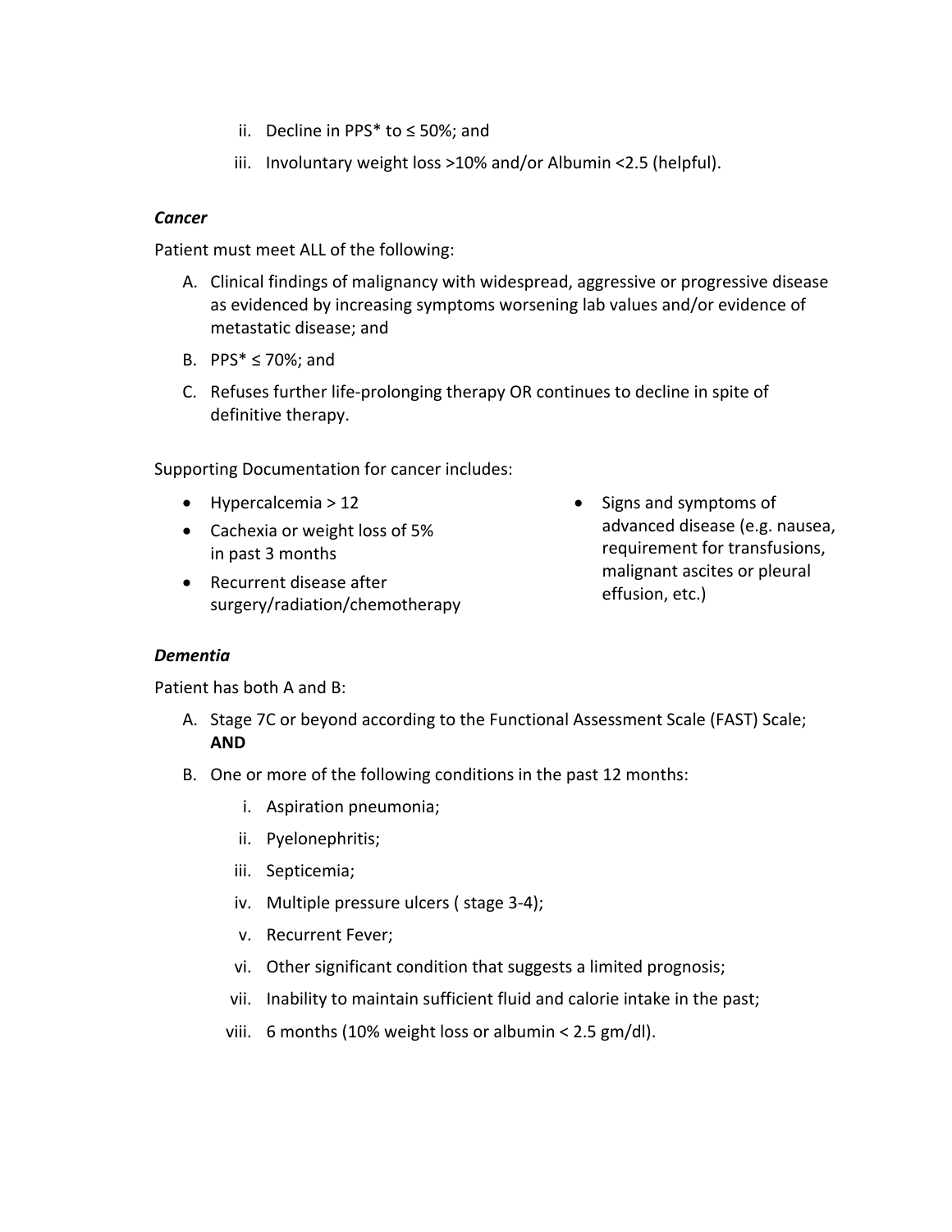ii. Decline in PPS* to ≤ 50%; and

iii. Involuntary weight loss >10% and/or Albumin <2.5 (helpful).

***Cancer***

Patient must meet ALL of the following:

A. Clinical findings of malignancy with widespread, aggressive or progressive disease as evidenced by increasing symptoms worsening lab values and/or evidence of metastatic disease; and

B. PPS* ≤ 70%; and

C. Refuses further life-prolonging therapy OR continues to decline in spite of definitive therapy.

Supporting Documentation for cancer includes:

- Hypercalcemia > 12
- Cachexia or weight loss of 5% in past 3 months
- Recurrent disease after surgery/radiation/chemotherapy
- Signs and symptoms of advanced disease (e.g. nausea, requirement for transfusions, malignant ascites or pleural effusion, etc.)

***Dementia***

Patient has both A and B:

A. Stage 7C or beyond according to the Functional Assessment Scale (FAST) Scale; **AND**

B. One or more of the following conditions in the past 12 months:

   i. Aspiration pneumonia;

   ii. Pyelonephritis;

   iii. Septicemia;

   iv. Multiple pressure ulcers ( stage 3-4);

   v. Recurrent Fever;

   vi. Other significant condition that suggests a limited prognosis;

   vii. Inability to maintain sufficient fluid and calorie intake in the past;

   viii. 6 months (10% weight loss or albumin < 2.5 gm/dl).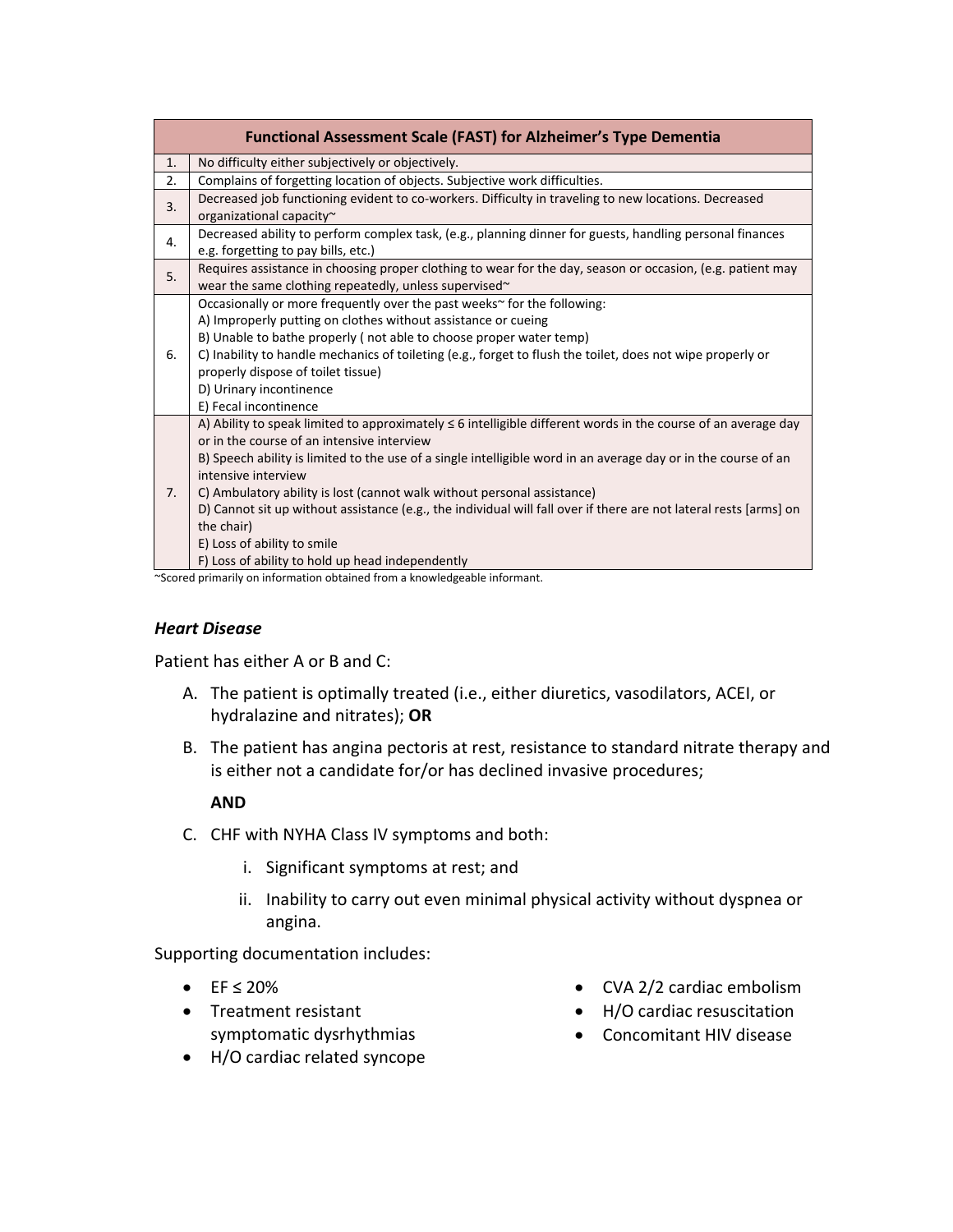| Functional Assessment Scale (FAST) for Alzheimer's Type Dementia | |
|---|---|
| 1. | No difficulty either subjectively or objectively. |
| 2. | Complains of forgetting location of objects. Subjective work difficulties. |
| 3. | Decreased job functioning evident to co-workers. Difficulty in traveling to new locations. Decreased organizational capacity~ |
| 4. | Decreased ability to perform complex task, (e.g., planning dinner for guests, handling personal finances e.g. forgetting to pay bills, etc.) |
| 5. | Requires assistance in choosing proper clothing to wear for the day, season or occasion, (e.g. patient may wear the same clothing repeatedly, unless supervised~ |
| 6. | Occasionally or more frequently over the past weeks~ for the following:<br>A) Improperly putting on clothes without assistance or cueing<br>B) Unable to bathe properly ( not able to choose proper water temp)<br>C) Inability to handle mechanics of toileting (e.g., forget to flush the toilet, does not wipe properly or properly dispose of toilet tissue)<br>D) Urinary incontinence<br>E) Fecal incontinence |
| 7. | A) Ability to speak limited to approximately ≤ 6 intelligible different words in the course of an average day or in the course of an intensive interview<br>B) Speech ability is limited to the use of a single intelligible word in an average day or in the course of an intensive interview<br>C) Ambulatory ability is lost (cannot walk without personal assistance)<br>D) Cannot sit up without assistance (e.g., the individual will fall over if there are not lateral rests [arms] on the chair)<br>E) Loss of ability to smile<br>F) Loss of ability to hold up head independently |

~Scored primarily on information obtained from a knowledgeable informant.

### *Heart Disease*

Patient has either A or B and C:

A. The patient is optimally treated (i.e., either diuretics, vasodilators, ACEI, or hydralazine and nitrates); **OR**

B. The patient has angina pectoris at rest, resistance to standard nitrate therapy and is either not a candidate for/or has declined invasive procedures;

   **AND**

C. CHF with NYHA Class IV symptoms and both:

   i. Significant symptoms at rest; and

   ii. Inability to carry out even minimal physical activity without dyspnea or angina.

Supporting documentation includes:

- EF ≤ 20%
- Treatment resistant symptomatic dysrhythmias
- H/O cardiac related syncope
- CVA 2/2 cardiac embolism
- H/O cardiac resuscitation
- Concomitant HIV disease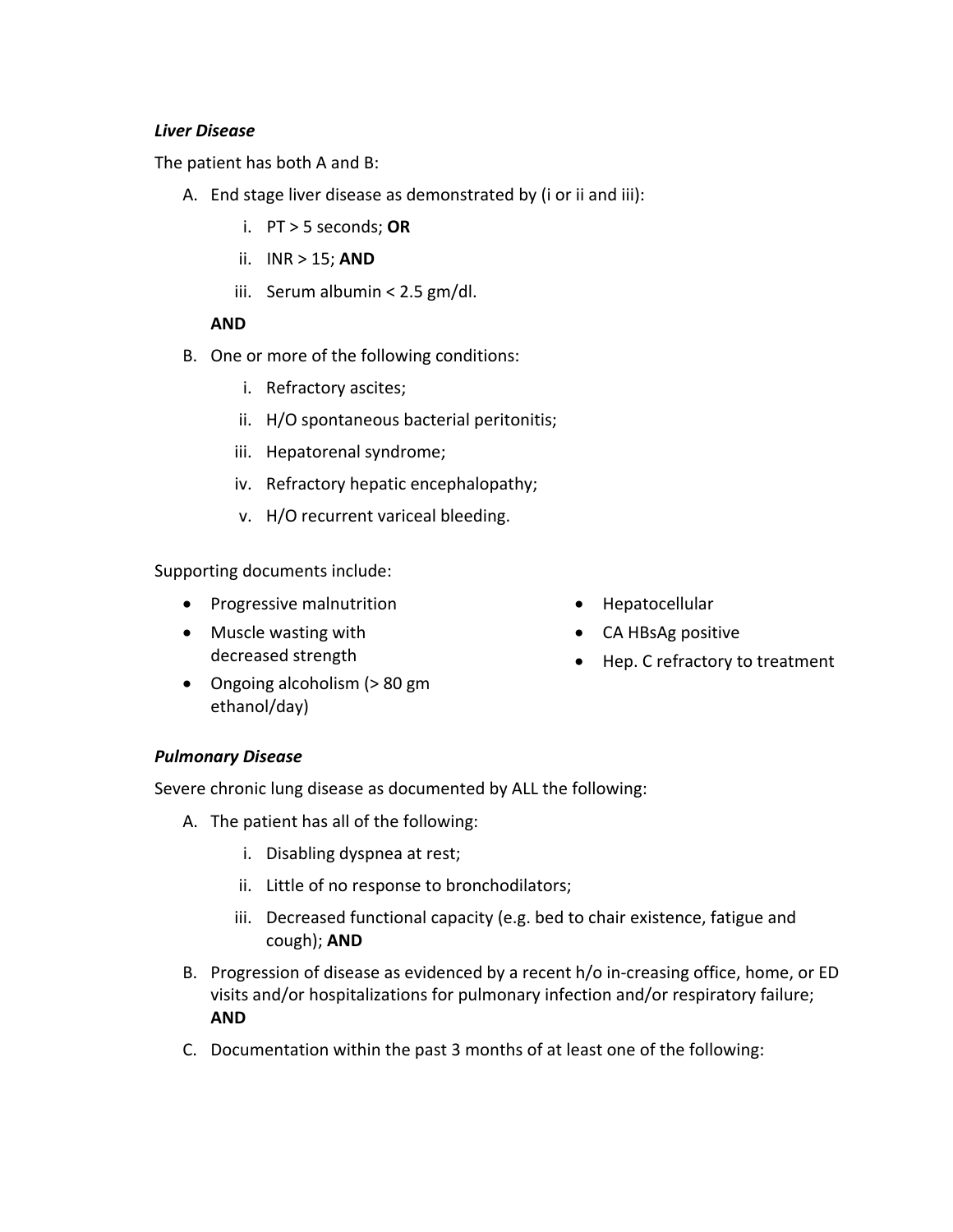***Liver Disease***

The patient has both A and B:

A. End stage liver disease as demonstrated by (i or ii and iii):
   i. PT > 5 seconds; **OR**
   ii. INR > 15; **AND**
   iii. Serum albumin < 2.5 gm/dl.

   **AND**

B. One or more of the following conditions:
   i. Refractory ascites;
   ii. H/O spontaneous bacterial peritonitis;
   iii. Hepatorenal syndrome;
   iv. Refractory hepatic encephalopathy;
   v. H/O recurrent variceal bleeding.

Supporting documents include:

- Progressive malnutrition
- Muscle wasting with decreased strength
- Ongoing alcoholism (> 80 gm ethanol/day)
- Hepatocellular
- CA HBsAg positive
- Hep. C refractory to treatment

***Pulmonary Disease***

Severe chronic lung disease as documented by ALL the following:

A. The patient has all of the following:
   i. Disabling dyspnea at rest;
   ii. Little of no response to bronchodilators;
   iii. Decreased functional capacity (e.g. bed to chair existence, fatigue and cough); **AND**

B. Progression of disease as evidenced by a recent h/o in-creasing office, home, or ED visits and/or hospitalizations for pulmonary infection and/or respiratory failure; **AND**

C. Documentation within the past 3 months of at least one of the following: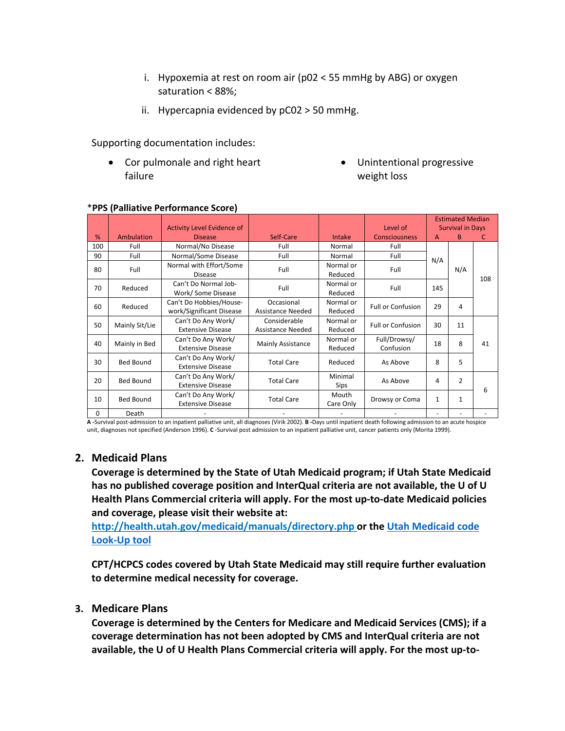i. Hypoxemia at rest on room air (p02 < 55 mmHg by ABG) or oxygen saturation < 88%;

ii. Hypercapnia evidenced by pC02 > 50 mmHg.

Supporting documentation includes:

- Cor pulmonale and right heart failure
- Unintentional progressive weight loss

***PPS (Palliative Performance Score)**

| % | Ambulation | Activity Level Evidence of Disease | Self-Care | Intake | Level of Consciousness | Estimated Median Survival in Days A | B | C |
|---|---|---|---|---|---|---|---|---|
| 100 | Full | Normal/No Disease | Full | Normal | Full | N/A | N/A | 108 |
| 90 | Full | Normal/Some Disease | Full | Normal | Full | | | |
| 80 | Full | Normal with Effort/Some Disease | Full | Normal or Reduced | Full | | | |
| 70 | Reduced | Can't Do Normal Job-Work/ Some Disease | Full | Normal or Reduced | Full | 145 | | |
| 60 | Reduced | Can't Do Hobbies/House-work/Significant Disease | Occasional Assistance Needed | Normal or Reduced | Full or Confusion | 29 | 4 | |
| 50 | Mainly Sit/Lie | Can't Do Any Work/ Extensive Disease | Considerable Assistance Needed | Normal or Reduced | Full or Confusion | 30 | 11 | 41 |
| 40 | Mainly in Bed | Can't Do Any Work/ Extensive Disease | Mainly Assistance | Normal or Reduced | Full/Drowsy/ Confusion | 18 | 8 | |
| 30 | Bed Bound | Can't Do Any Work/ Extensive Disease | Total Care | Reduced | As Above | 8 | 5 | |
| 20 | Bed Bound | Can't Do Any Work/ Extensive Disease | Total Care | Minimal Sips | As Above | 4 | 2 | 6 |
| 10 | Bed Bound | Can't Do Any Work/ Extensive Disease | Total Care | Mouth Care Only | Drowsy or Coma | 1 | 1 | |
| 0 | Death | - | - | - | - | - | - | - |

**A** -Survival post-admission to an inpatient palliative unit, all diagnoses (Virik 2002). **B** -Days until inpatient death following admission to an acute hospice unit, diagnoses not specified (Anderson 1996). **C** -Survival post admission to an inpatient palliative unit, cancer patients only (Morita 1999).

## 2. Medicaid Plans

**Coverage is determined by the State of Utah Medicaid program; if Utah State Medicaid has no published coverage position and InterQual criteria are not available, the U of U Health Plans Commercial criteria will apply. For the most up-to-date Medicaid policies and coverage, please visit their website at: http://health.utah.gov/medicaid/manuals/directory.php or the Utah Medicaid code Look-Up tool**

**CPT/HCPCS codes covered by Utah State Medicaid may still require further evaluation to determine medical necessity for coverage.**

## 3. Medicare Plans

**Coverage is determined by the Centers for Medicare and Medicaid Services (CMS); if a coverage determination has not been adopted by CMS and InterQual criteria are not available, the U of U Health Plans Commercial criteria will apply. For the most up-to-**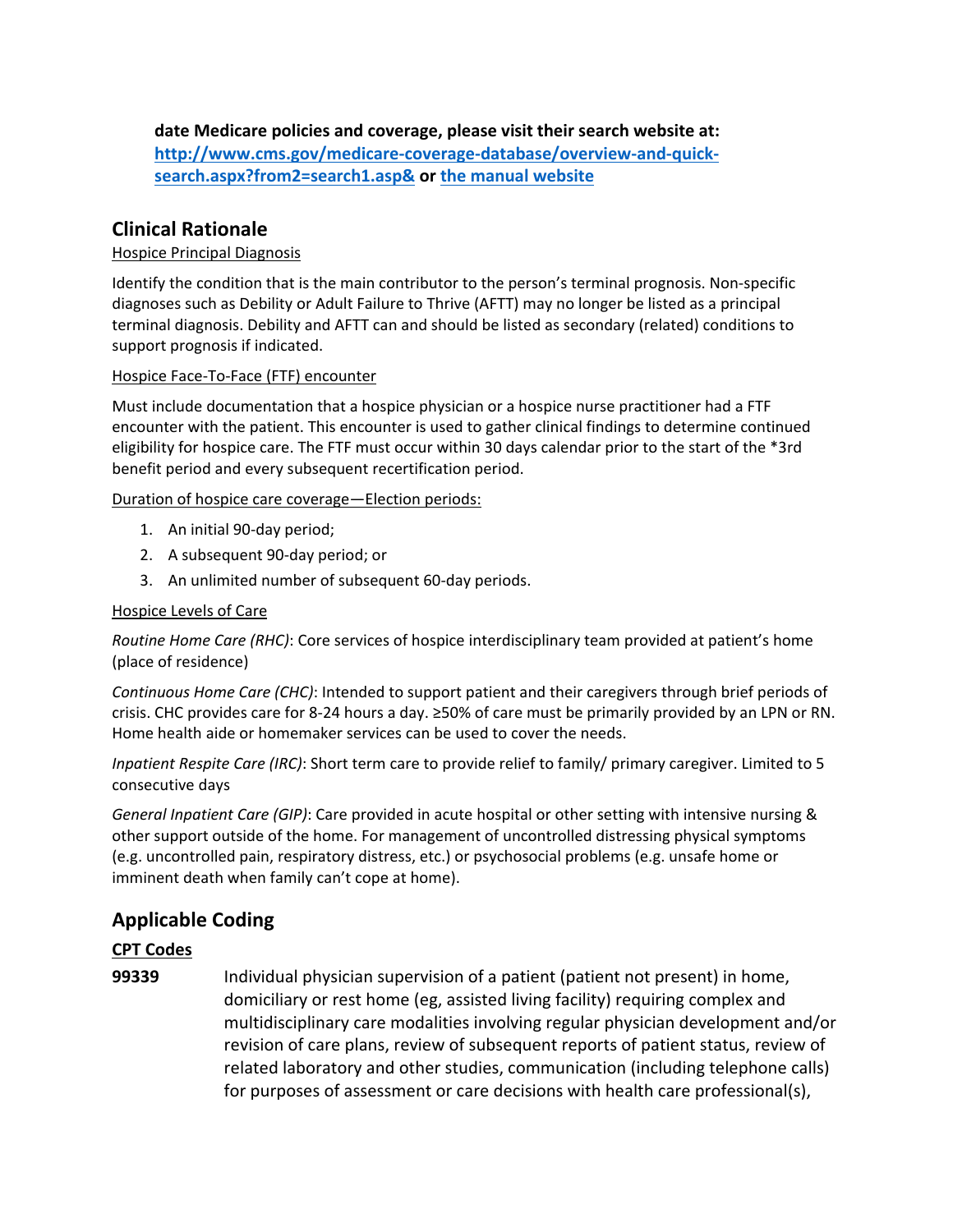**date Medicare policies and coverage, please visit their search website at: [http://www.cms.gov/medicare-coverage-database/overview-and-quick-search.aspx?from2=search1.asp&](http://www.cms.gov/medicare-coverage-database/overview-and-quick-search.aspx?from2=search1.asp&) or [the manual website](#)**

## Clinical Rationale

Hospice Principal Diagnosis

Identify the condition that is the main contributor to the person's terminal prognosis. Non-specific diagnoses such as Debility or Adult Failure to Thrive (AFTT) may no longer be listed as a principal terminal diagnosis. Debility and AFTT can and should be listed as secondary (related) conditions to support prognosis if indicated.

Hospice Face-To-Face (FTF) encounter

Must include documentation that a hospice physician or a hospice nurse practitioner had a FTF encounter with the patient. This encounter is used to gather clinical findings to determine continued eligibility for hospice care. The FTF must occur within 30 days calendar prior to the start of the *3rd benefit period and every subsequent recertification period.

Duration of hospice care coverage—Election periods:

1. An initial 90-day period;
2. A subsequent 90-day period; or
3. An unlimited number of subsequent 60-day periods.

Hospice Levels of Care

*Routine Home Care (RHC)*: Core services of hospice interdisciplinary team provided at patient's home (place of residence)

*Continuous Home Care (CHC)*: Intended to support patient and their caregivers through brief periods of crisis. CHC provides care for 8-24 hours a day. ≥50% of care must be primarily provided by an LPN or RN. Home health aide or homemaker services can be used to cover the needs.

*Inpatient Respite Care (IRC)*: Short term care to provide relief to family/ primary caregiver. Limited to 5 consecutive days

*General Inpatient Care (GIP)*: Care provided in acute hospital or other setting with intensive nursing & other support outside of the home. For management of uncontrolled distressing physical symptoms (e.g. uncontrolled pain, respiratory distress, etc.) or psychosocial problems (e.g. unsafe home or imminent death when family can't cope at home).

## Applicable Coding

### CPT Codes

**99339** Individual physician supervision of a patient (patient not present) in home, domiciliary or rest home (eg, assisted living facility) requiring complex and multidisciplinary care modalities involving regular physician development and/or revision of care plans, review of subsequent reports of patient status, review of related laboratory and other studies, communication (including telephone calls) for purposes of assessment or care decisions with health care professional(s),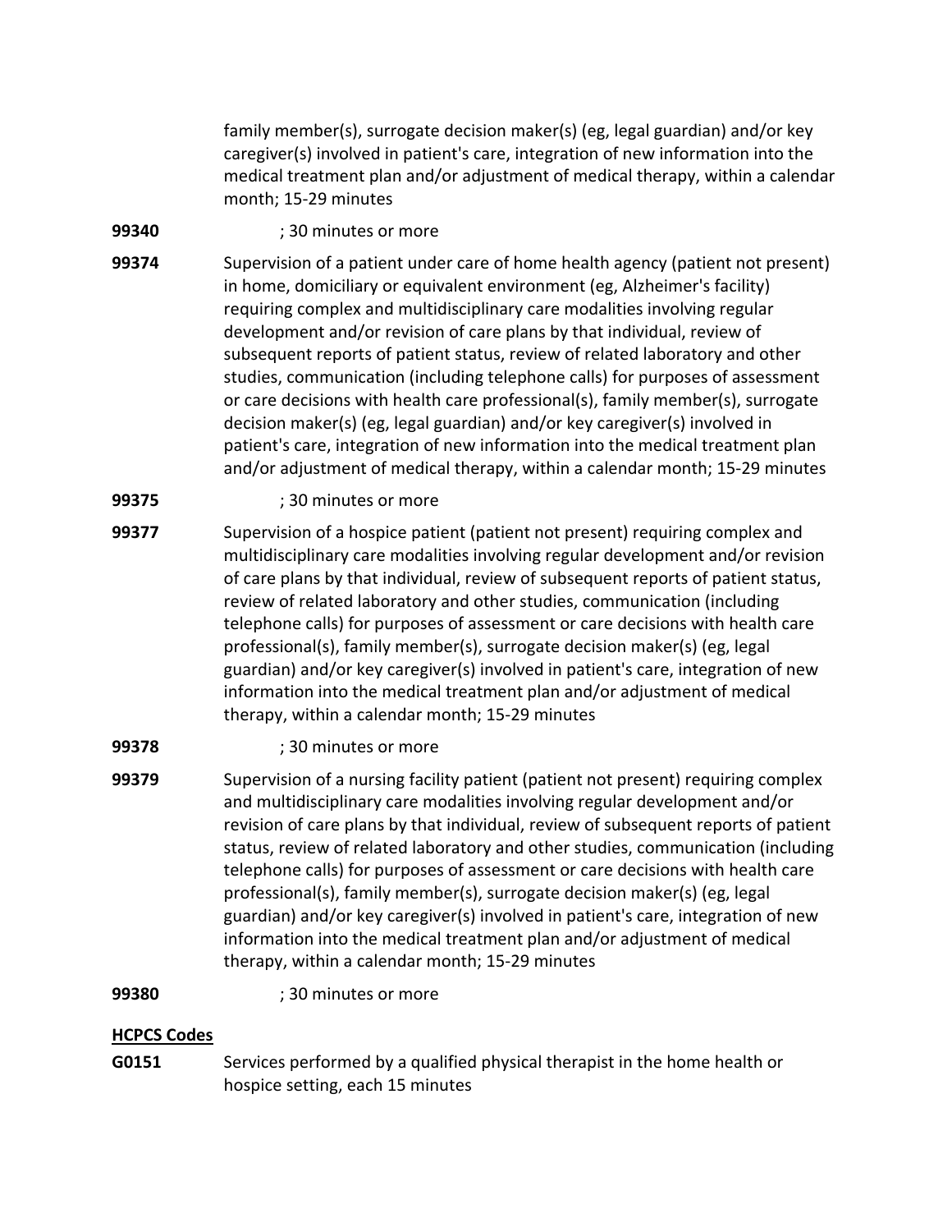family member(s), surrogate decision maker(s) (eg, legal guardian) and/or key caregiver(s) involved in patient's care, integration of new information into the medical treatment plan and/or adjustment of medical therapy, within a calendar month; 15-29 minutes

**99340** ; 30 minutes or more

**99374** Supervision of a patient under care of home health agency (patient not present) in home, domiciliary or equivalent environment (eg, Alzheimer's facility) requiring complex and multidisciplinary care modalities involving regular development and/or revision of care plans by that individual, review of subsequent reports of patient status, review of related laboratory and other studies, communication (including telephone calls) for purposes of assessment or care decisions with health care professional(s), family member(s), surrogate decision maker(s) (eg, legal guardian) and/or key caregiver(s) involved in patient's care, integration of new information into the medical treatment plan and/or adjustment of medical therapy, within a calendar month; 15-29 minutes

**99375** ; 30 minutes or more

**99377** Supervision of a hospice patient (patient not present) requiring complex and multidisciplinary care modalities involving regular development and/or revision of care plans by that individual, review of subsequent reports of patient status, review of related laboratory and other studies, communication (including telephone calls) for purposes of assessment or care decisions with health care professional(s), family member(s), surrogate decision maker(s) (eg, legal guardian) and/or key caregiver(s) involved in patient's care, integration of new information into the medical treatment plan and/or adjustment of medical therapy, within a calendar month; 15-29 minutes

**99378** ; 30 minutes or more

**99379** Supervision of a nursing facility patient (patient not present) requiring complex and multidisciplinary care modalities involving regular development and/or revision of care plans by that individual, review of subsequent reports of patient status, review of related laboratory and other studies, communication (including telephone calls) for purposes of assessment or care decisions with health care professional(s), family member(s), surrogate decision maker(s) (eg, legal guardian) and/or key caregiver(s) involved in patient's care, integration of new information into the medical treatment plan and/or adjustment of medical therapy, within a calendar month; 15-29 minutes

**99380** ; 30 minutes or more

**HCPCS Codes**

**G0151** Services performed by a qualified physical therapist in the home health or hospice setting, each 15 minutes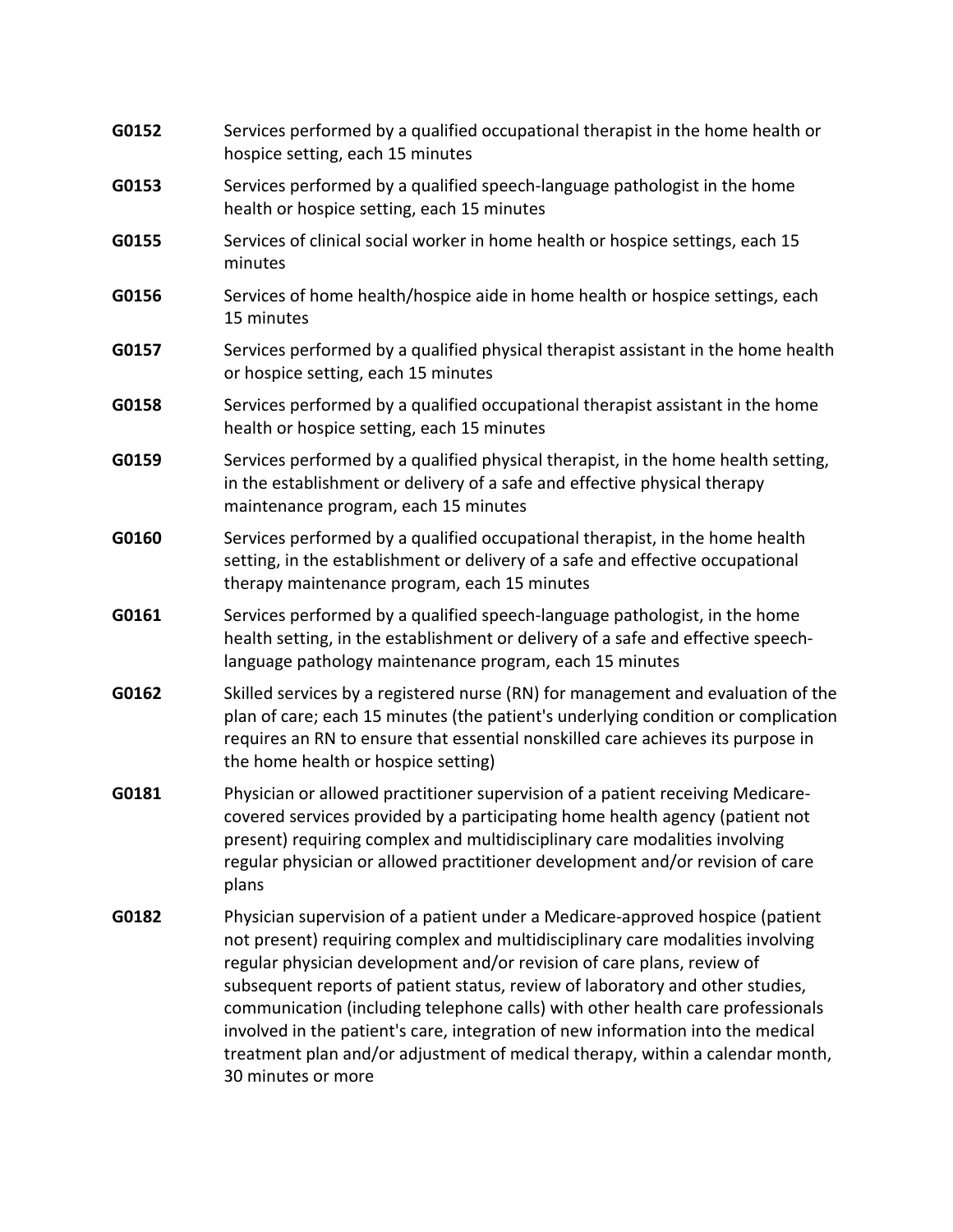**G0152** Services performed by a qualified occupational therapist in the home health or hospice setting, each 15 minutes

**G0153** Services performed by a qualified speech-language pathologist in the home health or hospice setting, each 15 minutes

**G0155** Services of clinical social worker in home health or hospice settings, each 15 minutes

**G0156** Services of home health/hospice aide in home health or hospice settings, each 15 minutes

**G0157** Services performed by a qualified physical therapist assistant in the home health or hospice setting, each 15 minutes

**G0158** Services performed by a qualified occupational therapist assistant in the home health or hospice setting, each 15 minutes

**G0159** Services performed by a qualified physical therapist, in the home health setting, in the establishment or delivery of a safe and effective physical therapy maintenance program, each 15 minutes

**G0160** Services performed by a qualified occupational therapist, in the home health setting, in the establishment or delivery of a safe and effective occupational therapy maintenance program, each 15 minutes

**G0161** Services performed by a qualified speech-language pathologist, in the home health setting, in the establishment or delivery of a safe and effective speech-language pathology maintenance program, each 15 minutes

**G0162** Skilled services by a registered nurse (RN) for management and evaluation of the plan of care; each 15 minutes (the patient's underlying condition or complication requires an RN to ensure that essential nonskilled care achieves its purpose in the home health or hospice setting)

**G0181** Physician or allowed practitioner supervision of a patient receiving Medicare-covered services provided by a participating home health agency (patient not present) requiring complex and multidisciplinary care modalities involving regular physician or allowed practitioner development and/or revision of care plans

**G0182** Physician supervision of a patient under a Medicare-approved hospice (patient not present) requiring complex and multidisciplinary care modalities involving regular physician development and/or revision of care plans, review of subsequent reports of patient status, review of laboratory and other studies, communication (including telephone calls) with other health care professionals involved in the patient's care, integration of new information into the medical treatment plan and/or adjustment of medical therapy, within a calendar month, 30 minutes or more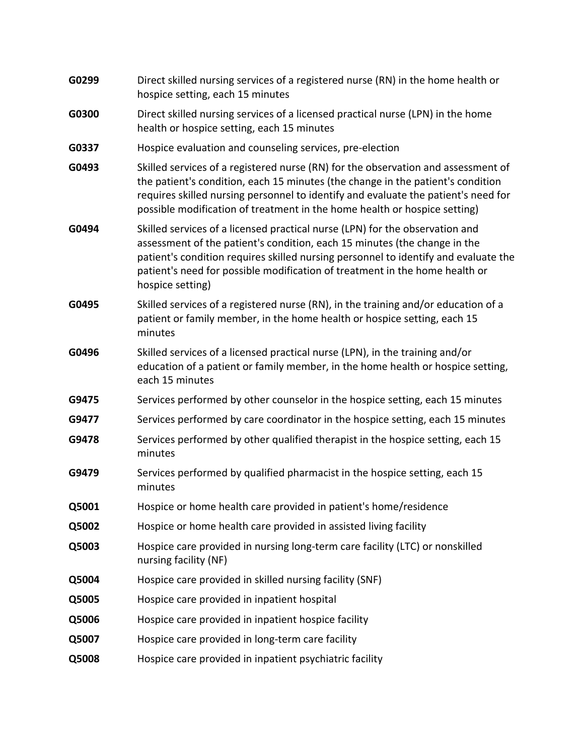| | |
|---|---|
| **G0299** | Direct skilled nursing services of a registered nurse (RN) in the home health or hospice setting, each 15 minutes |
| **G0300** | Direct skilled nursing services of a licensed practical nurse (LPN) in the home health or hospice setting, each 15 minutes |
| **G0337** | Hospice evaluation and counseling services, pre-election |
| **G0493** | Skilled services of a registered nurse (RN) for the observation and assessment of the patient's condition, each 15 minutes (the change in the patient's condition requires skilled nursing personnel to identify and evaluate the patient's need for possible modification of treatment in the home health or hospice setting) |
| **G0494** | Skilled services of a licensed practical nurse (LPN) for the observation and assessment of the patient's condition, each 15 minutes (the change in the patient's condition requires skilled nursing personnel to identify and evaluate the patient's need for possible modification of treatment in the home health or hospice setting) |
| **G0495** | Skilled services of a registered nurse (RN), in the training and/or education of a patient or family member, in the home health or hospice setting, each 15 minutes |
| **G0496** | Skilled services of a licensed practical nurse (LPN), in the training and/or education of a patient or family member, in the home health or hospice setting, each 15 minutes |
| **G9475** | Services performed by other counselor in the hospice setting, each 15 minutes |
| **G9477** | Services performed by care coordinator in the hospice setting, each 15 minutes |
| **G9478** | Services performed by other qualified therapist in the hospice setting, each 15 minutes |
| **G9479** | Services performed by qualified pharmacist in the hospice setting, each 15 minutes |
| **Q5001** | Hospice or home health care provided in patient's home/residence |
| **Q5002** | Hospice or home health care provided in assisted living facility |
| **Q5003** | Hospice care provided in nursing long-term care facility (LTC) or nonskilled nursing facility (NF) |
| **Q5004** | Hospice care provided in skilled nursing facility (SNF) |
| **Q5005** | Hospice care provided in inpatient hospital |
| **Q5006** | Hospice care provided in inpatient hospice facility |
| **Q5007** | Hospice care provided in long-term care facility |
| **Q5008** | Hospice care provided in inpatient psychiatric facility |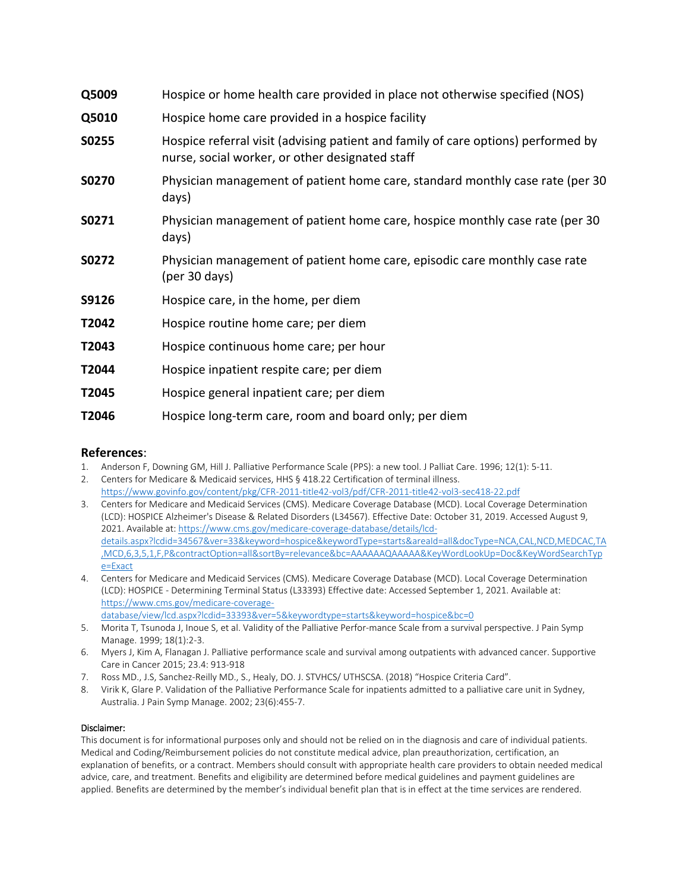| | |
|---|---|
| **Q5009** | Hospice or home health care provided in place not otherwise specified (NOS) |
| **Q5010** | Hospice home care provided in a hospice facility |
| **S0255** | Hospice referral visit (advising patient and family of care options) performed by nurse, social worker, or other designated staff |
| **S0270** | Physician management of patient home care, standard monthly case rate (per 30 days) |
| **S0271** | Physician management of patient home care, hospice monthly case rate (per 30 days) |
| **S0272** | Physician management of patient home care, episodic care monthly case rate (per 30 days) |
| **S9126** | Hospice care, in the home, per diem |
| **T2042** | Hospice routine home care; per diem |
| **T2043** | Hospice continuous home care; per hour |
| **T2044** | Hospice inpatient respite care; per diem |
| **T2045** | Hospice general inpatient care; per diem |
| **T2046** | Hospice long-term care, room and board only; per diem |

## References:

1. Anderson F, Downing GM, Hill J. Palliative Performance Scale (PPS): a new tool. J Palliat Care. 1996; 12(1): 5-11.
2. Centers for Medicare & Medicaid services, HHS § 418.22 Certification of terminal illness. https://www.govinfo.gov/content/pkg/CFR-2011-title42-vol3/pdf/CFR-2011-title42-vol3-sec418-22.pdf
3. Centers for Medicare and Medicaid Services (CMS). Medicare Coverage Database (MCD). Local Coverage Determination (LCD): HOSPICE Alzheimer's Disease & Related Disorders (L34567). Effective Date: October 31, 2019. Accessed August 9, 2021. Available at: https://www.cms.gov/medicare-coverage-database/details/lcd-details.aspx?lcdid=34567&ver=33&keyword=hospice&keywordType=starts&areaId=all&docType=NCA,CAL,NCD,MEDCAC,TA,MCD,6,3,5,1,F,P&contractOption=all&sortBy=relevance&bc=AAAAAAQAAAAA&KeyWordLookUp=Doc&KeyWordSearchType=Exact
4. Centers for Medicare and Medicaid Services (CMS). Medicare Coverage Database (MCD). Local Coverage Determination (LCD): HOSPICE - Determining Terminal Status (L33393) Effective date: Accessed September 1, 2021. Available at: https://www.cms.gov/medicare-coverage-database/view/lcd.aspx?lcdid=33393&ver=5&keywordtype=starts&keyword=hospice&bc=0
5. Morita T, Tsunoda J, Inoue S, et al. Validity of the Palliative Perfor-mance Scale from a survival perspective. J Pain Symp Manage. 1999; 18(1):2-3.
6. Myers J, Kim A, Flanagan J. Palliative performance scale and survival among outpatients with advanced cancer. Supportive Care in Cancer 2015; 23.4: 913-918
7. Ross MD., J.S, Sanchez-Reilly MD., S., Healy, DO. J. STVHCS/ UTHSCSA. (2018) "Hospice Criteria Card".
8. Virik K, Glare P. Validation of the Palliative Performance Scale for inpatients admitted to a palliative care unit in Sydney, Australia. J Pain Symp Manage. 2002; 23(6):455-7.

**Disclaimer:**

This document is for informational purposes only and should not be relied on in the diagnosis and care of individual patients. Medical and Coding/Reimbursement policies do not constitute medical advice, plan preauthorization, certification, an explanation of benefits, or a contract. Members should consult with appropriate health care providers to obtain needed medical advice, care, and treatment. Benefits and eligibility are determined before medical guidelines and payment guidelines are applied. Benefits are determined by the member's individual benefit plan that is in effect at the time services are rendered.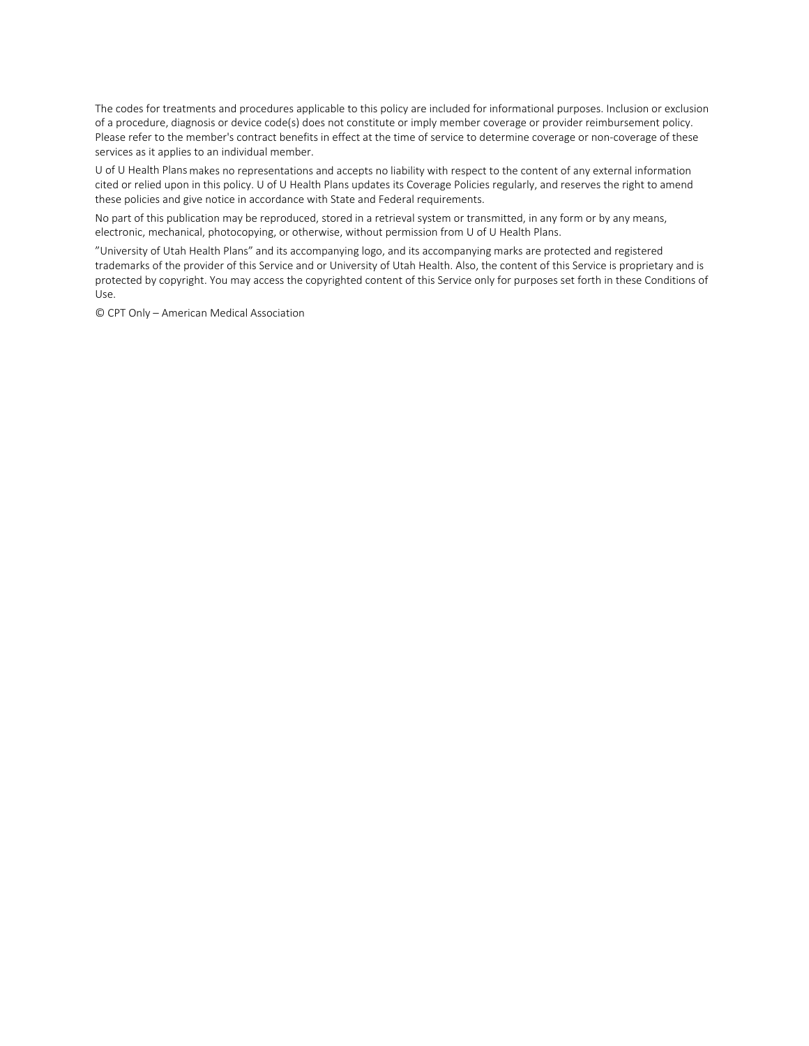The codes for treatments and procedures applicable to this policy are included for informational purposes. Inclusion or exclusion of a procedure, diagnosis or device code(s) does not constitute or imply member coverage or provider reimbursement policy. Please refer to the member's contract benefits in effect at the time of service to determine coverage or non-coverage of these services as it applies to an individual member.

U of U Health Plans makes no representations and accepts no liability with respect to the content of any external information cited or relied upon in this policy. U of U Health Plans updates its Coverage Policies regularly, and reserves the right to amend these policies and give notice in accordance with State and Federal requirements.

No part of this publication may be reproduced, stored in a retrieval system or transmitted, in any form or by any means, electronic, mechanical, photocopying, or otherwise, without permission from U of U Health Plans.

"University of Utah Health Plans" and its accompanying logo, and its accompanying marks are protected and registered trademarks of the provider of this Service and or University of Utah Health. Also, the content of this Service is proprietary and is protected by copyright. You may access the copyrighted content of this Service only for purposes set forth in these Conditions of Use.

© CPT Only – American Medical Association